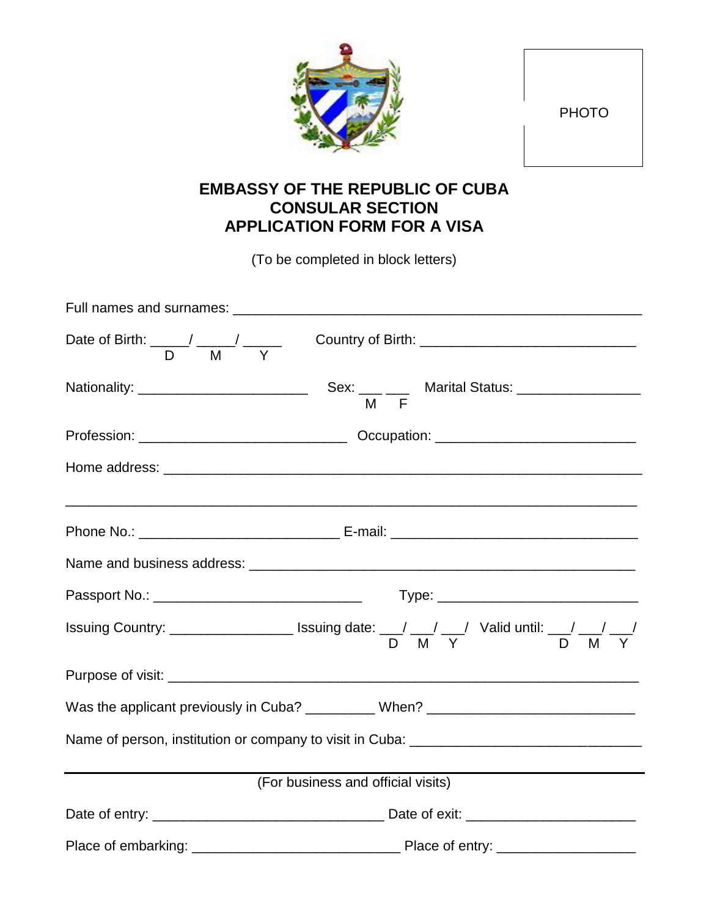PHOTO

# EMBASSY OF THE REPUBLIC OF CUBA
## CONSULAR SECTION
## APPLICATION FORM FOR A VISA

(To be completed in block letters)

Full names and surnames: _______________________________________________________

Date of Birth: _____/ _____/ _____ (D M Y)    Country of Birth: ____________________________

Nationality: ______________________    Sex: ___ ___ (M F)    Marital Status: ________________

Profession: ___________________________    Occupation: __________________________

Home address: _______________________________________________________________

_____________________________________________________________________________

Phone No.: __________________________ E-mail: ________________________________

Name and business address: ___________________________________________________

Passport No.: ___________________________    Type: __________________________

Issuing Country: ________________ Issuing date: ___/ ___/ ___/ (D M Y)    Valid until: ___/ ___/ ___/ (D M Y)

Purpose of visit: _____________________________________________________________

Was the applicant previously in Cuba? _________ When? ___________________________

Name of person, institution or company to visit in Cuba: ______________________________

---

(For business and official visits)

Date of entry: ______________________________ Date of exit: ______________________

Place of embarking: ___________________________ Place of entry: __________________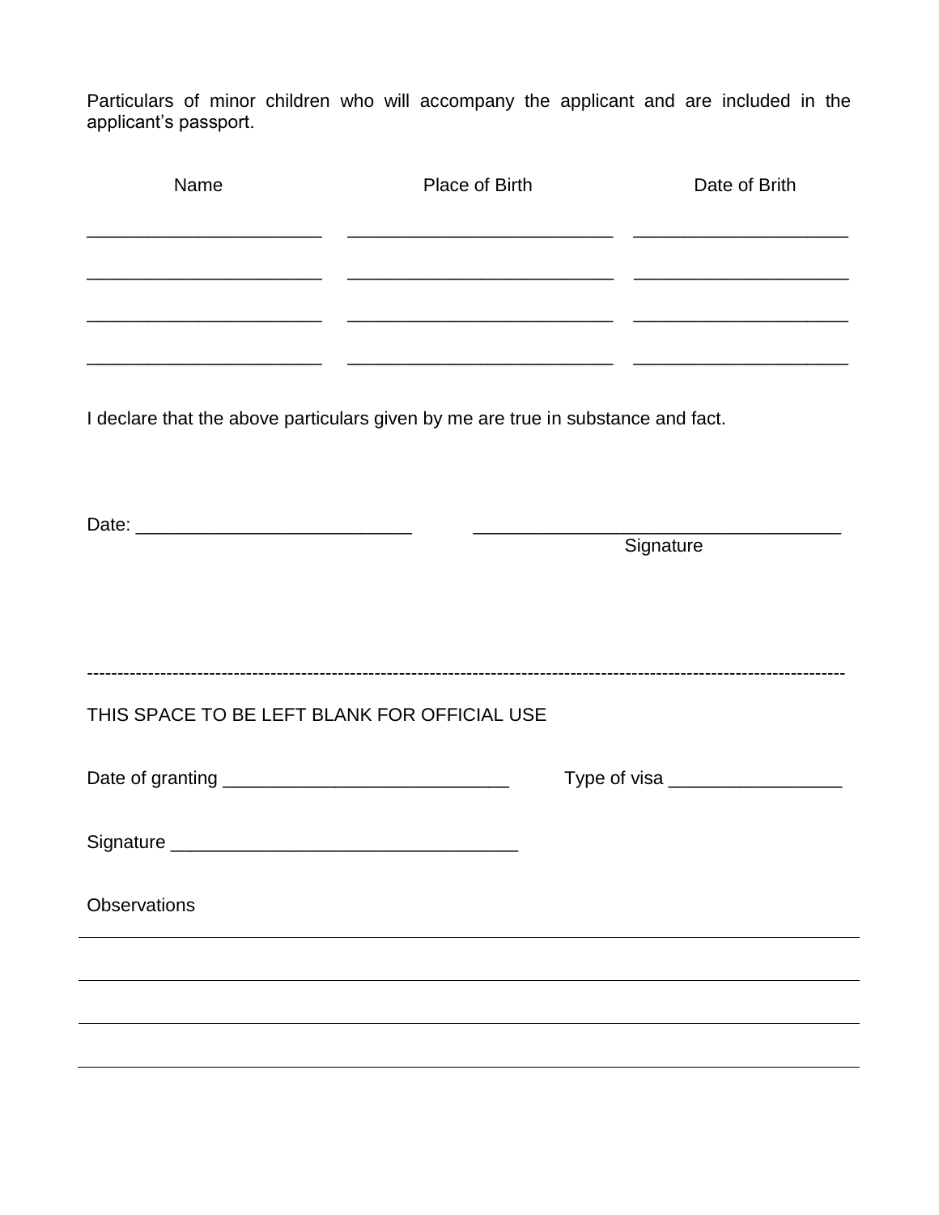Particulars of minor children who will accompany the applicant and are included in the applicant's passport.

| Name | Place of Birth | Date of Brith |
| --- | --- | --- |
| ______________________ | _________________________ | ____________________ |
| ______________________ | _________________________ | ____________________ |
| ______________________ | _________________________ | ____________________ |
| ______________________ | _________________________ | ____________________ |

I declare that the above particulars given by me are true in substance and fact.

Date: ___________________________

___________________________________
Signature

---------------------------------------------------------------------------------------------------------------------------

THIS SPACE TO BE LEFT BLANK FOR OFFICIAL USE

Date of granting ____________________________ Type of visa _________________

Signature _________________________________

Observations

_______________________________________________________________________________

_______________________________________________________________________________

_______________________________________________________________________________

_______________________________________________________________________________